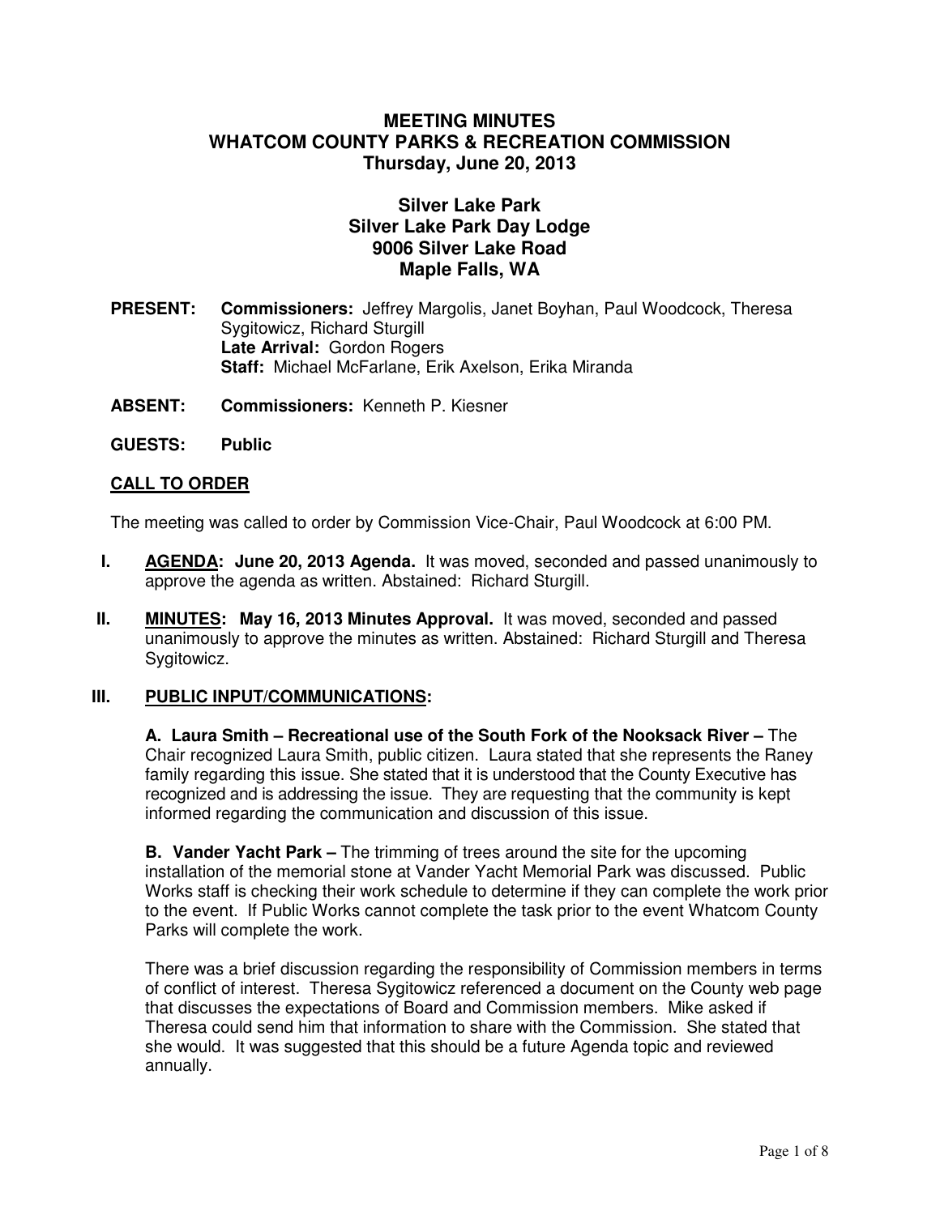# MEETING MINUTES
# WHATCOM COUNTY PARKS & RECREATION COMMISSION
# Thursday, June 20, 2013

## Silver Lake Park
## Silver Lake Park Day Lodge
## 9006 Silver Lake Road
## Maple Falls, WA

**PRESENT:** **Commissioners:** Jeffrey Margolis, Janet Boyhan, Paul Woodcock, Theresa Sygitowicz, Richard Sturgill
**Late Arrival:** Gordon Rogers
**Staff:** Michael McFarlane, Erik Axelson, Erika Miranda

**ABSENT:** **Commissioners:** Kenneth P. Kiesner

**GUESTS:** **Public**

**CALL TO ORDER**

The meeting was called to order by Commission Vice-Chair, Paul Woodcock at 6:00 PM.

**I. AGENDA: June 20, 2013 Agenda.** It was moved, seconded and passed unanimously to approve the agenda as written. Abstained: Richard Sturgill.

**II. MINUTES: May 16, 2013 Minutes Approval.** It was moved, seconded and passed unanimously to approve the minutes as written. Abstained: Richard Sturgill and Theresa Sygitowicz.

**III. PUBLIC INPUT/COMMUNICATIONS:**

**A. Laura Smith – Recreational use of the South Fork of the Nooksack River –** The Chair recognized Laura Smith, public citizen. Laura stated that she represents the Raney family regarding this issue. She stated that it is understood that the County Executive has recognized and is addressing the issue. They are requesting that the community is kept informed regarding the communication and discussion of this issue.

**B. Vander Yacht Park –** The trimming of trees around the site for the upcoming installation of the memorial stone at Vander Yacht Memorial Park was discussed. Public Works staff is checking their work schedule to determine if they can complete the work prior to the event. If Public Works cannot complete the task prior to the event Whatcom County Parks will complete the work.

There was a brief discussion regarding the responsibility of Commission members in terms of conflict of interest. Theresa Sygitowicz referenced a document on the County web page that discusses the expectations of Board and Commission members. Mike asked if Theresa could send him that information to share with the Commission. She stated that she would. It was suggested that this should be a future Agenda topic and reviewed annually.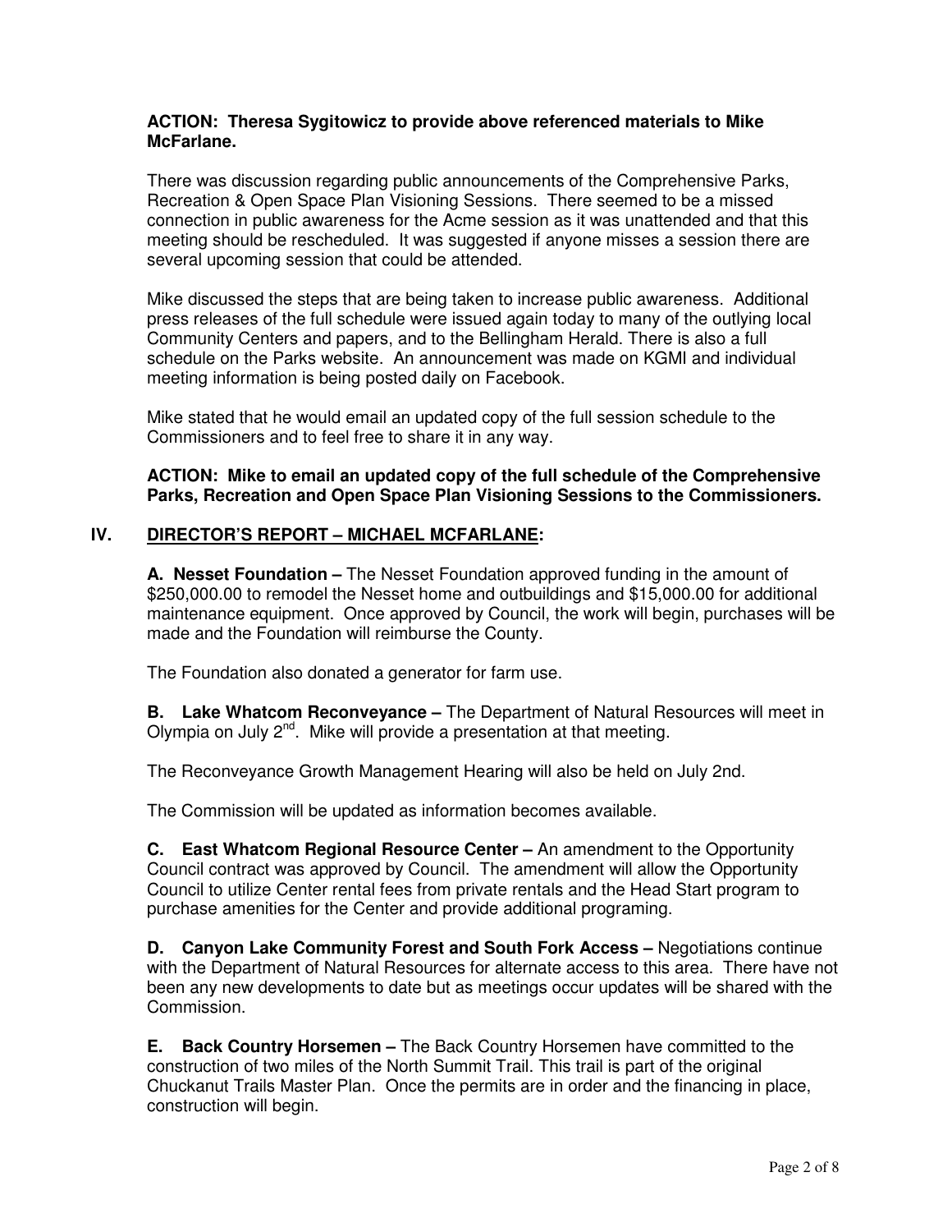**ACTION: Theresa Sygitowicz to provide above referenced materials to Mike McFarlane.**

There was discussion regarding public announcements of the Comprehensive Parks, Recreation & Open Space Plan Visioning Sessions. There seemed to be a missed connection in public awareness for the Acme session as it was unattended and that this meeting should be rescheduled. It was suggested if anyone misses a session there are several upcoming session that could be attended.

Mike discussed the steps that are being taken to increase public awareness. Additional press releases of the full schedule were issued again today to many of the outlying local Community Centers and papers, and to the Bellingham Herald. There is also a full schedule on the Parks website. An announcement was made on KGMI and individual meeting information is being posted daily on Facebook.

Mike stated that he would email an updated copy of the full session schedule to the Commissioners and to feel free to share it in any way.

**ACTION: Mike to email an updated copy of the full schedule of the Comprehensive Parks, Recreation and Open Space Plan Visioning Sessions to the Commissioners.**

## IV. DIRECTOR'S REPORT – MICHAEL MCFARLANE:

**A. Nesset Foundation –** The Nesset Foundation approved funding in the amount of $250,000.00 to remodel the Nesset home and outbuildings and $15,000.00 for additional maintenance equipment. Once approved by Council, the work will begin, purchases will be made and the Foundation will reimburse the County.

The Foundation also donated a generator for farm use.

**B. Lake Whatcom Reconveyance –** The Department of Natural Resources will meet in Olympia on July 2nd. Mike will provide a presentation at that meeting.

The Reconveyance Growth Management Hearing will also be held on July 2nd.

The Commission will be updated as information becomes available.

**C. East Whatcom Regional Resource Center –** An amendment to the Opportunity Council contract was approved by Council. The amendment will allow the Opportunity Council to utilize Center rental fees from private rentals and the Head Start program to purchase amenities for the Center and provide additional programing.

**D. Canyon Lake Community Forest and South Fork Access –** Negotiations continue with the Department of Natural Resources for alternate access to this area. There have not been any new developments to date but as meetings occur updates will be shared with the Commission.

**E. Back Country Horsemen –** The Back Country Horsemen have committed to the construction of two miles of the North Summit Trail. This trail is part of the original Chuckanut Trails Master Plan. Once the permits are in order and the financing in place, construction will begin.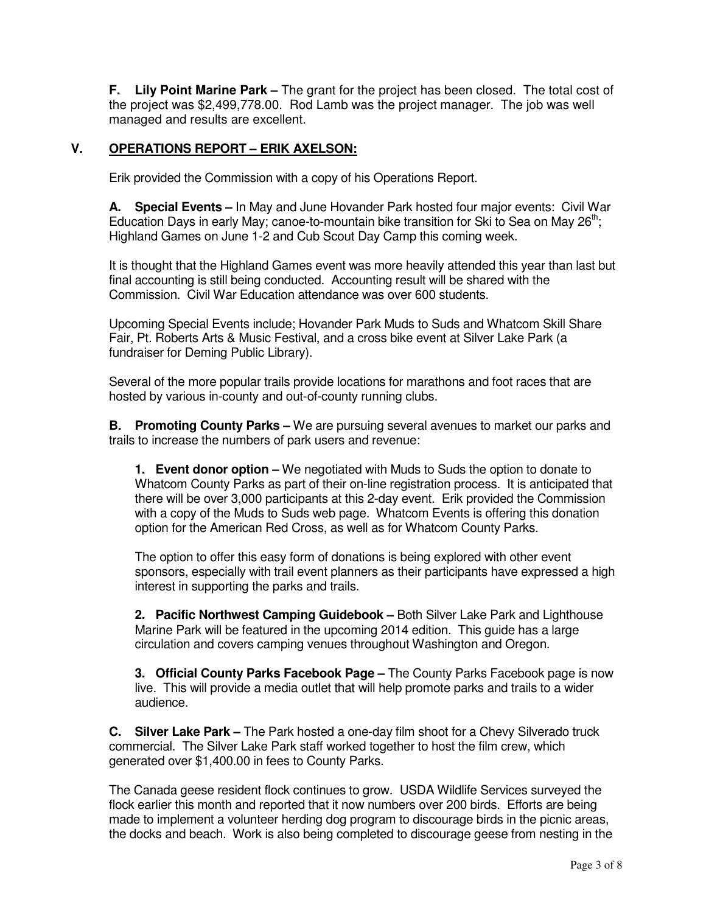**F. Lily Point Marine Park –** The grant for the project has been closed. The total cost of the project was $2,499,778.00. Rod Lamb was the project manager. The job was well managed and results are excellent.

## V. OPERATIONS REPORT – ERIK AXELSON:

Erik provided the Commission with a copy of his Operations Report.

**A. Special Events –** In May and June Hovander Park hosted four major events: Civil War Education Days in early May; canoe-to-mountain bike transition for Ski to Sea on May 26th; Highland Games on June 1-2 and Cub Scout Day Camp this coming week.

It is thought that the Highland Games event was more heavily attended this year than last but final accounting is still being conducted. Accounting result will be shared with the Commission. Civil War Education attendance was over 600 students.

Upcoming Special Events include; Hovander Park Muds to Suds and Whatcom Skill Share Fair, Pt. Roberts Arts & Music Festival, and a cross bike event at Silver Lake Park (a fundraiser for Deming Public Library).

Several of the more popular trails provide locations for marathons and foot races that are hosted by various in-county and out-of-county running clubs.

**B. Promoting County Parks –** We are pursuing several avenues to market our parks and trails to increase the numbers of park users and revenue:

**1. Event donor option –** We negotiated with Muds to Suds the option to donate to Whatcom County Parks as part of their on-line registration process. It is anticipated that there will be over 3,000 participants at this 2-day event. Erik provided the Commission with a copy of the Muds to Suds web page. Whatcom Events is offering this donation option for the American Red Cross, as well as for Whatcom County Parks.

The option to offer this easy form of donations is being explored with other event sponsors, especially with trail event planners as their participants have expressed a high interest in supporting the parks and trails.

**2. Pacific Northwest Camping Guidebook –** Both Silver Lake Park and Lighthouse Marine Park will be featured in the upcoming 2014 edition. This guide has a large circulation and covers camping venues throughout Washington and Oregon.

**3. Official County Parks Facebook Page –** The County Parks Facebook page is now live. This will provide a media outlet that will help promote parks and trails to a wider audience.

**C. Silver Lake Park –** The Park hosted a one-day film shoot for a Chevy Silverado truck commercial. The Silver Lake Park staff worked together to host the film crew, which generated over $1,400.00 in fees to County Parks.

The Canada geese resident flock continues to grow. USDA Wildlife Services surveyed the flock earlier this month and reported that it now numbers over 200 birds. Efforts are being made to implement a volunteer herding dog program to discourage birds in the picnic areas, the docks and beach. Work is also being completed to discourage geese from nesting in the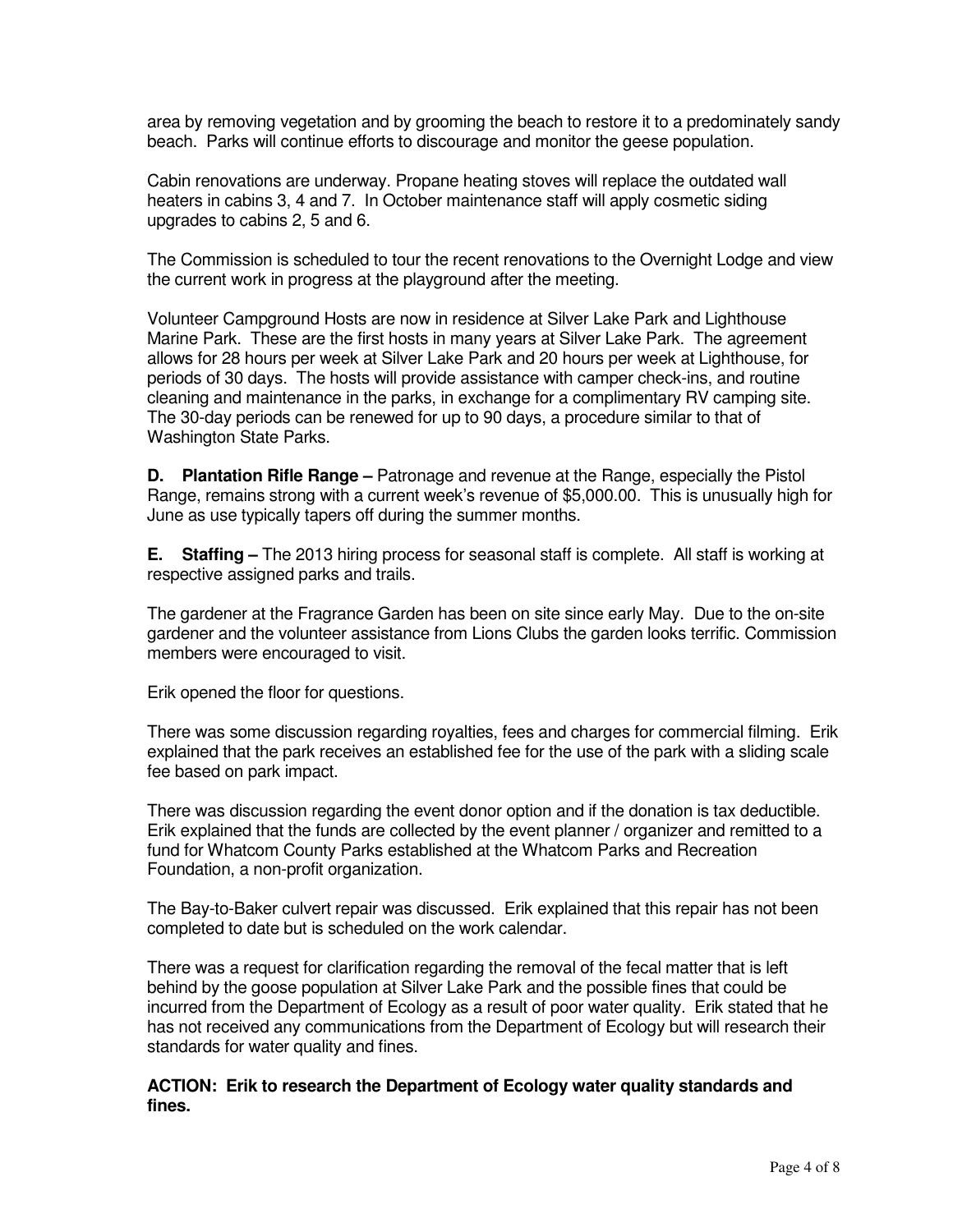area by removing vegetation and by grooming the beach to restore it to a predominately sandy beach. Parks will continue efforts to discourage and monitor the geese population.

Cabin renovations are underway. Propane heating stoves will replace the outdated wall heaters in cabins 3, 4 and 7. In October maintenance staff will apply cosmetic siding upgrades to cabins 2, 5 and 6.

The Commission is scheduled to tour the recent renovations to the Overnight Lodge and view the current work in progress at the playground after the meeting.

Volunteer Campground Hosts are now in residence at Silver Lake Park and Lighthouse Marine Park. These are the first hosts in many years at Silver Lake Park. The agreement allows for 28 hours per week at Silver Lake Park and 20 hours per week at Lighthouse, for periods of 30 days. The hosts will provide assistance with camper check-ins, and routine cleaning and maintenance in the parks, in exchange for a complimentary RV camping site. The 30-day periods can be renewed for up to 90 days, a procedure similar to that of Washington State Parks.

**D. Plantation Rifle Range –** Patronage and revenue at the Range, especially the Pistol Range, remains strong with a current week's revenue of $5,000.00. This is unusually high for June as use typically tapers off during the summer months.

**E. Staffing –** The 2013 hiring process for seasonal staff is complete. All staff is working at respective assigned parks and trails.

The gardener at the Fragrance Garden has been on site since early May. Due to the on-site gardener and the volunteer assistance from Lions Clubs the garden looks terrific. Commission members were encouraged to visit.

Erik opened the floor for questions.

There was some discussion regarding royalties, fees and charges for commercial filming. Erik explained that the park receives an established fee for the use of the park with a sliding scale fee based on park impact.

There was discussion regarding the event donor option and if the donation is tax deductible. Erik explained that the funds are collected by the event planner / organizer and remitted to a fund for Whatcom County Parks established at the Whatcom Parks and Recreation Foundation, a non-profit organization.

The Bay-to-Baker culvert repair was discussed. Erik explained that this repair has not been completed to date but is scheduled on the work calendar.

There was a request for clarification regarding the removal of the fecal matter that is left behind by the goose population at Silver Lake Park and the possible fines that could be incurred from the Department of Ecology as a result of poor water quality. Erik stated that he has not received any communications from the Department of Ecology but will research their standards for water quality and fines.

**ACTION: Erik to research the Department of Ecology water quality standards and fines.**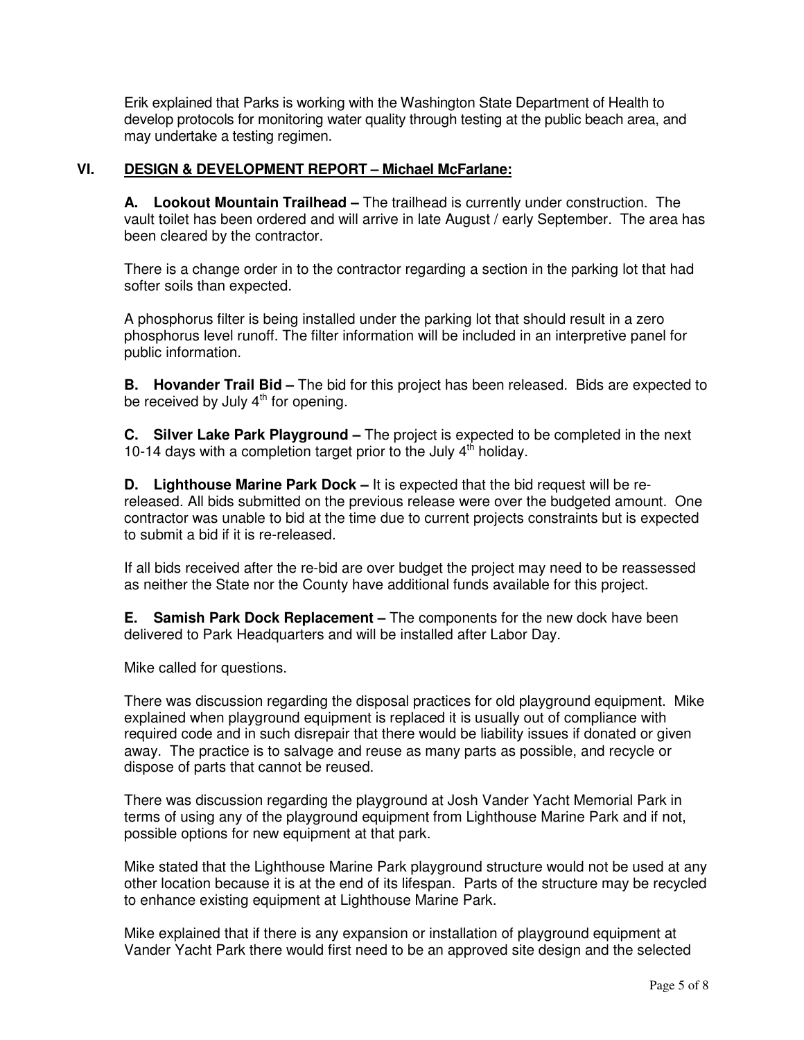Erik explained that Parks is working with the Washington State Department of Health to develop protocols for monitoring water quality through testing at the public beach area, and may undertake a testing regimen.

## VI. DESIGN & DEVELOPMENT REPORT – Michael McFarlane:

**A. Lookout Mountain Trailhead –** The trailhead is currently under construction. The vault toilet has been ordered and will arrive in late August / early September. The area has been cleared by the contractor.

There is a change order in to the contractor regarding a section in the parking lot that had softer soils than expected.

A phosphorus filter is being installed under the parking lot that should result in a zero phosphorus level runoff. The filter information will be included in an interpretive panel for public information.

**B. Hovander Trail Bid –** The bid for this project has been released. Bids are expected to be received by July 4th for opening.

**C. Silver Lake Park Playground –** The project is expected to be completed in the next 10-14 days with a completion target prior to the July 4th holiday.

**D. Lighthouse Marine Park Dock –** It is expected that the bid request will be re-released. All bids submitted on the previous release were over the budgeted amount. One contractor was unable to bid at the time due to current projects constraints but is expected to submit a bid if it is re-released.

If all bids received after the re-bid are over budget the project may need to be reassessed as neither the State nor the County have additional funds available for this project.

**E. Samish Park Dock Replacement –** The components for the new dock have been delivered to Park Headquarters and will be installed after Labor Day.

Mike called for questions.

There was discussion regarding the disposal practices for old playground equipment. Mike explained when playground equipment is replaced it is usually out of compliance with required code and in such disrepair that there would be liability issues if donated or given away. The practice is to salvage and reuse as many parts as possible, and recycle or dispose of parts that cannot be reused.

There was discussion regarding the playground at Josh Vander Yacht Memorial Park in terms of using any of the playground equipment from Lighthouse Marine Park and if not, possible options for new equipment at that park.

Mike stated that the Lighthouse Marine Park playground structure would not be used at any other location because it is at the end of its lifespan. Parts of the structure may be recycled to enhance existing equipment at Lighthouse Marine Park.

Mike explained that if there is any expansion or installation of playground equipment at Vander Yacht Park there would first need to be an approved site design and the selected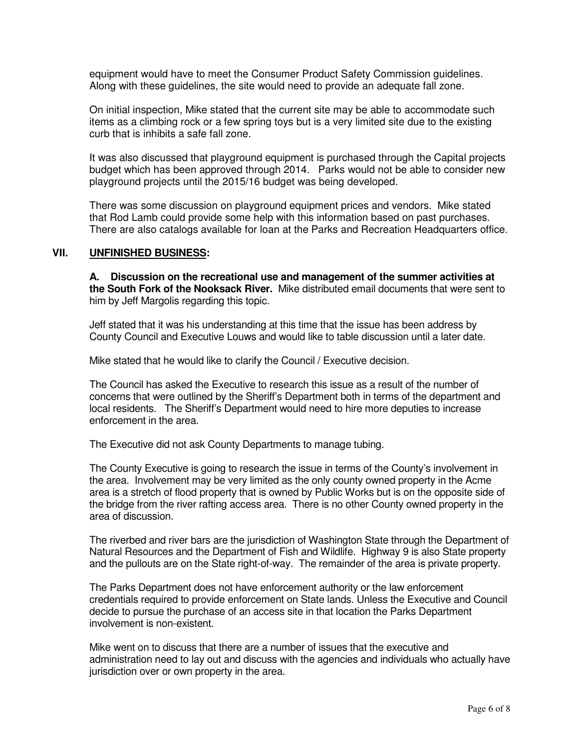equipment would have to meet the Consumer Product Safety Commission guidelines. Along with these guidelines, the site would need to provide an adequate fall zone.

On initial inspection, Mike stated that the current site may be able to accommodate such items as a climbing rock or a few spring toys but is a very limited site due to the existing curb that is inhibits a safe fall zone.

It was also discussed that playground equipment is purchased through the Capital projects budget which has been approved through 2014. Parks would not be able to consider new playground projects until the 2015/16 budget was being developed.

There was some discussion on playground equipment prices and vendors. Mike stated that Rod Lamb could provide some help with this information based on past purchases. There are also catalogs available for loan at the Parks and Recreation Headquarters office.

## VII. UNFINISHED BUSINESS:

**A. Discussion on the recreational use and management of the summer activities at the South Fork of the Nooksack River.** Mike distributed email documents that were sent to him by Jeff Margolis regarding this topic.

Jeff stated that it was his understanding at this time that the issue has been address by County Council and Executive Louws and would like to table discussion until a later date.

Mike stated that he would like to clarify the Council / Executive decision.

The Council has asked the Executive to research this issue as a result of the number of concerns that were outlined by the Sheriff's Department both in terms of the department and local residents. The Sheriff's Department would need to hire more deputies to increase enforcement in the area.

The Executive did not ask County Departments to manage tubing.

The County Executive is going to research the issue in terms of the County's involvement in the area. Involvement may be very limited as the only county owned property in the Acme area is a stretch of flood property that is owned by Public Works but is on the opposite side of the bridge from the river rafting access area. There is no other County owned property in the area of discussion.

The riverbed and river bars are the jurisdiction of Washington State through the Department of Natural Resources and the Department of Fish and Wildlife. Highway 9 is also State property and the pullouts are on the State right-of-way. The remainder of the area is private property.

The Parks Department does not have enforcement authority or the law enforcement credentials required to provide enforcement on State lands. Unless the Executive and Council decide to pursue the purchase of an access site in that location the Parks Department involvement is non-existent.

Mike went on to discuss that there are a number of issues that the executive and administration need to lay out and discuss with the agencies and individuals who actually have jurisdiction over or own property in the area.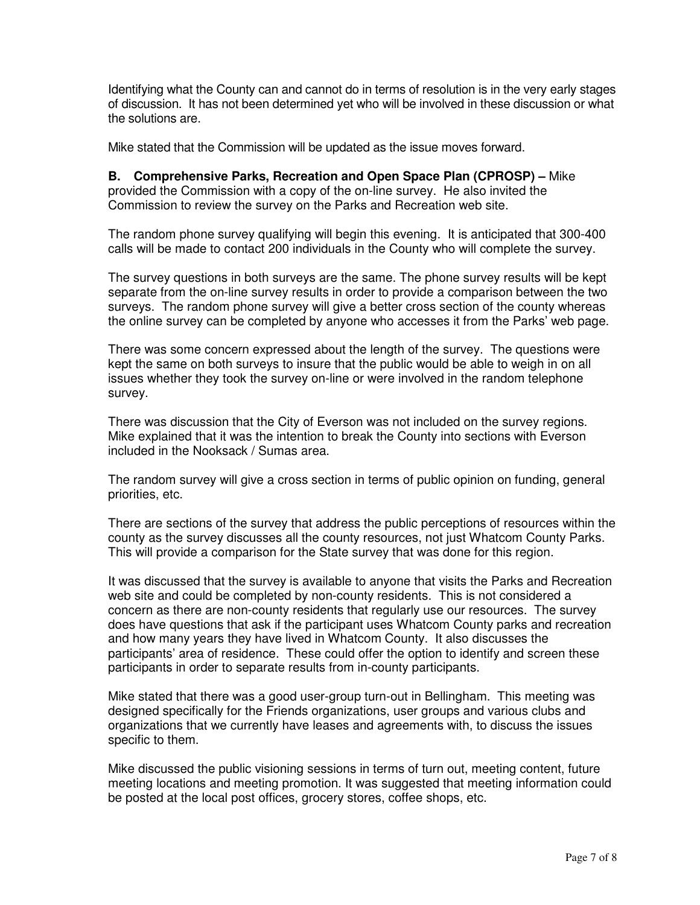Identifying what the County can and cannot do in terms of resolution is in the very early stages of discussion. It has not been determined yet who will be involved in these discussion or what the solutions are.

Mike stated that the Commission will be updated as the issue moves forward.

**B. Comprehensive Parks, Recreation and Open Space Plan (CPROSP) –** Mike provided the Commission with a copy of the on-line survey. He also invited the Commission to review the survey on the Parks and Recreation web site.

The random phone survey qualifying will begin this evening. It is anticipated that 300-400 calls will be made to contact 200 individuals in the County who will complete the survey.

The survey questions in both surveys are the same. The phone survey results will be kept separate from the on-line survey results in order to provide a comparison between the two surveys. The random phone survey will give a better cross section of the county whereas the online survey can be completed by anyone who accesses it from the Parks' web page.

There was some concern expressed about the length of the survey. The questions were kept the same on both surveys to insure that the public would be able to weigh in on all issues whether they took the survey on-line or were involved in the random telephone survey.

There was discussion that the City of Everson was not included on the survey regions. Mike explained that it was the intention to break the County into sections with Everson included in the Nooksack / Sumas area.

The random survey will give a cross section in terms of public opinion on funding, general priorities, etc.

There are sections of the survey that address the public perceptions of resources within the county as the survey discusses all the county resources, not just Whatcom County Parks. This will provide a comparison for the State survey that was done for this region.

It was discussed that the survey is available to anyone that visits the Parks and Recreation web site and could be completed by non-county residents. This is not considered a concern as there are non-county residents that regularly use our resources. The survey does have questions that ask if the participant uses Whatcom County parks and recreation and how many years they have lived in Whatcom County. It also discusses the participants' area of residence. These could offer the option to identify and screen these participants in order to separate results from in-county participants.

Mike stated that there was a good user-group turn-out in Bellingham. This meeting was designed specifically for the Friends organizations, user groups and various clubs and organizations that we currently have leases and agreements with, to discuss the issues specific to them.

Mike discussed the public visioning sessions in terms of turn out, meeting content, future meeting locations and meeting promotion. It was suggested that meeting information could be posted at the local post offices, grocery stores, coffee shops, etc.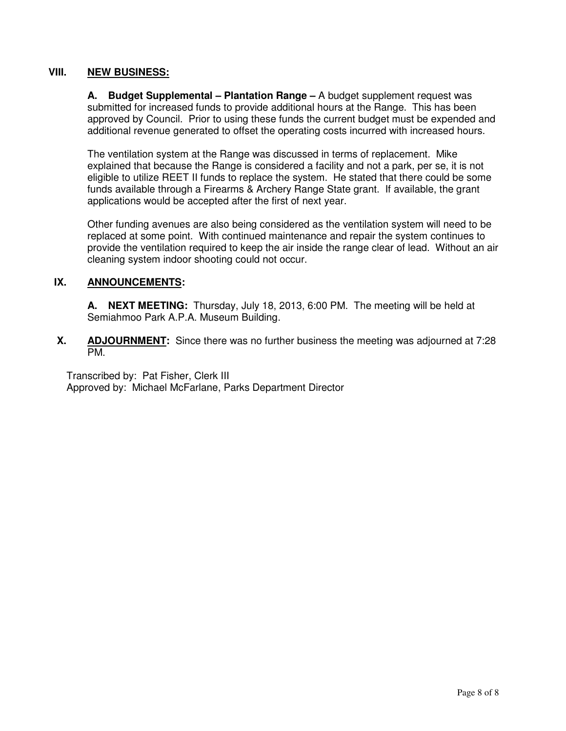## VIII. <u>NEW BUSINESS:</u>

**A. Budget Supplemental – Plantation Range –** A budget supplement request was submitted for increased funds to provide additional hours at the Range. This has been approved by Council. Prior to using these funds the current budget must be expended and additional revenue generated to offset the operating costs incurred with increased hours.

The ventilation system at the Range was discussed in terms of replacement. Mike explained that because the Range is considered a facility and not a park, per se, it is not eligible to utilize REET II funds to replace the system. He stated that there could be some funds available through a Firearms & Archery Range State grant. If available, the grant applications would be accepted after the first of next year.

Other funding avenues are also being considered as the ventilation system will need to be replaced at some point. With continued maintenance and repair the system continues to provide the ventilation required to keep the air inside the range clear of lead. Without an air cleaning system indoor shooting could not occur.

## IX. <u>ANNOUNCEMENTS</u>:

**A. NEXT MEETING:** Thursday, July 18, 2013, 6:00 PM. The meeting will be held at Semiahmoo Park A.P.A. Museum Building.

## X. <u>ADJOURNMENT</u>:

Since there was no further business the meeting was adjourned at 7:28 PM.

Transcribed by: Pat Fisher, Clerk III
Approved by: Michael McFarlane, Parks Department Director